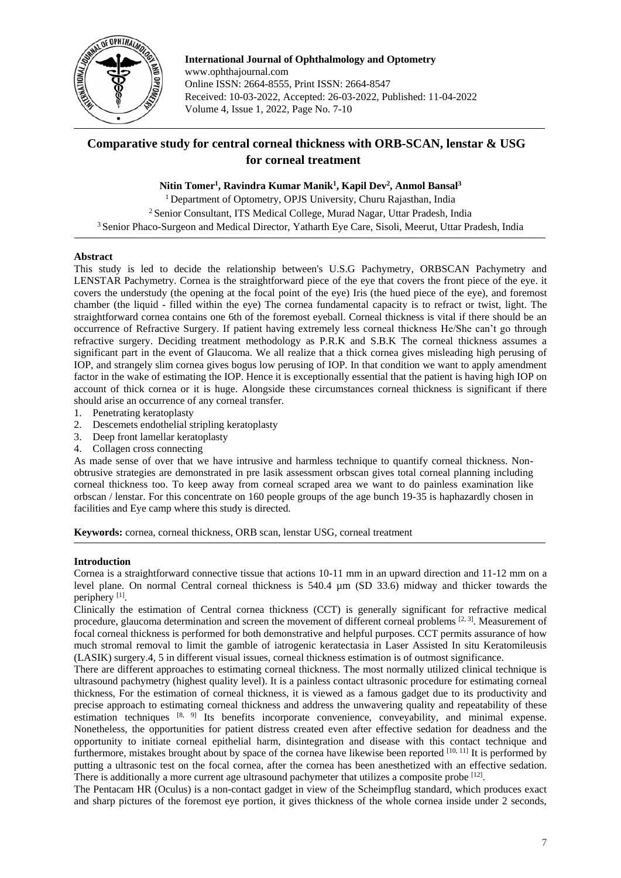# Comparative study for central corneal thickness with ORB-SCAN, lenstar & USG for corneal treatment

**Nitin Tomer[1], Ravindra Kumar Manik[1], Kapil Dev[2], Anmol Bansal[3]**

[1] Department of Optometry, OPJS University, Churu Rajasthan, India
[2] Senior Consultant, ITS Medical College, Murad Nagar, Uttar Pradesh, India
[3] Senior Phaco-Surgeon and Medical Director, Yatharth Eye Care, Sisoli, Meerut, Uttar Pradesh, India

## Abstract

This study is led to decide the relationship between's U.S.G Pachymetry, ORBSCAN Pachymetry and LENSTAR Pachymetry. Cornea is the straightforward piece of the eye that covers the front piece of the eye. it covers the understudy (the opening at the focal point of the eye) Iris (the hued piece of the eye), and foremost chamber (the liquid - filled within the eye) The cornea fundamental capacity is to refract or twist, light. The straightforward cornea contains one 6th of the foremost eyeball. Corneal thickness is vital if there should be an occurrence of Refractive Surgery. If patient having extremely less corneal thickness He/She can't go through refractive surgery. Deciding treatment methodology as P.R.K and S.B.K The corneal thickness assumes a significant part in the event of Glaucoma. We all realize that a thick cornea gives misleading high perusing of IOP, and strangely slim cornea gives bogus low perusing of IOP. In that condition we want to apply amendment factor in the wake of estimating the IOP. Hence it is exceptionally essential that the patient is having high IOP on account of thick cornea or it is huge. Alongside these circumstances corneal thickness is significant if there should arise an occurrence of any corneal transfer.

1. Penetrating keratoplasty
2. Descemets endothelial stripling keratoplasty
3. Deep front lamellar keratoplasty
4. Collagen cross connecting

As made sense of over that we have intrusive and harmless technique to quantify corneal thickness. Non-obtrusive strategies are demonstrated in pre lasik assessment orbscan gives total corneal planning including corneal thickness too. To keep away from corneal scraped area we want to do painless examination like orbscan / lenstar. For this concentrate on 160 people groups of the age bunch 19-35 is haphazardly chosen in facilities and Eye camp where this study is directed.

**Keywords:** cornea, corneal thickness, ORB scan, lenstar USG, corneal treatment

## Introduction

Cornea is a straightforward connective tissue that actions 10-11 mm in an upward direction and 11-12 mm on a level plane. On normal Central corneal thickness is 540.4 µm (SD 33.6) midway and thicker towards the periphery [1].

Clinically the estimation of Central cornea thickness (CCT) is generally significant for refractive medical procedure, glaucoma determination and screen the movement of different corneal problems [2, 3]. Measurement of focal corneal thickness is performed for both demonstrative and helpful purposes. CCT permits assurance of how much stromal removal to limit the gamble of iatrogenic keratectasia in Laser Assisted In situ Keratomileusis (LASIK) surgery.4, 5 in different visual issues, corneal thickness estimation is of outmost significance.

There are different approaches to estimating corneal thickness. The most normally utilized clinical technique is ultrasound pachymetry (highest quality level). It is a painless contact ultrasonic procedure for estimating corneal thickness, For the estimation of corneal thickness, it is viewed as a famous gadget due to its productivity and precise approach to estimating corneal thickness and address the unwavering quality and repeatability of these estimation techniques [8, 9] Its benefits incorporate convenience, conveyability, and minimal expense. Nonetheless, the opportunities for patient distress created even after effective sedation for deadness and the opportunity to initiate corneal epithelial harm, disintegration and disease with this contact technique and furthermore, mistakes brought about by space of the cornea have likewise been reported [10, 11] It is performed by putting a ultrasonic test on the focal cornea, after the cornea has been anesthetized with an effective sedation. There is additionally a more current age ultrasound pachymeter that utilizes a composite probe [12].

The Pentacam HR (Oculus) is a non-contact gadget in view of the Scheimpflug standard, which produces exact and sharp pictures of the foremost eye portion, it gives thickness of the whole cornea inside under 2 seconds,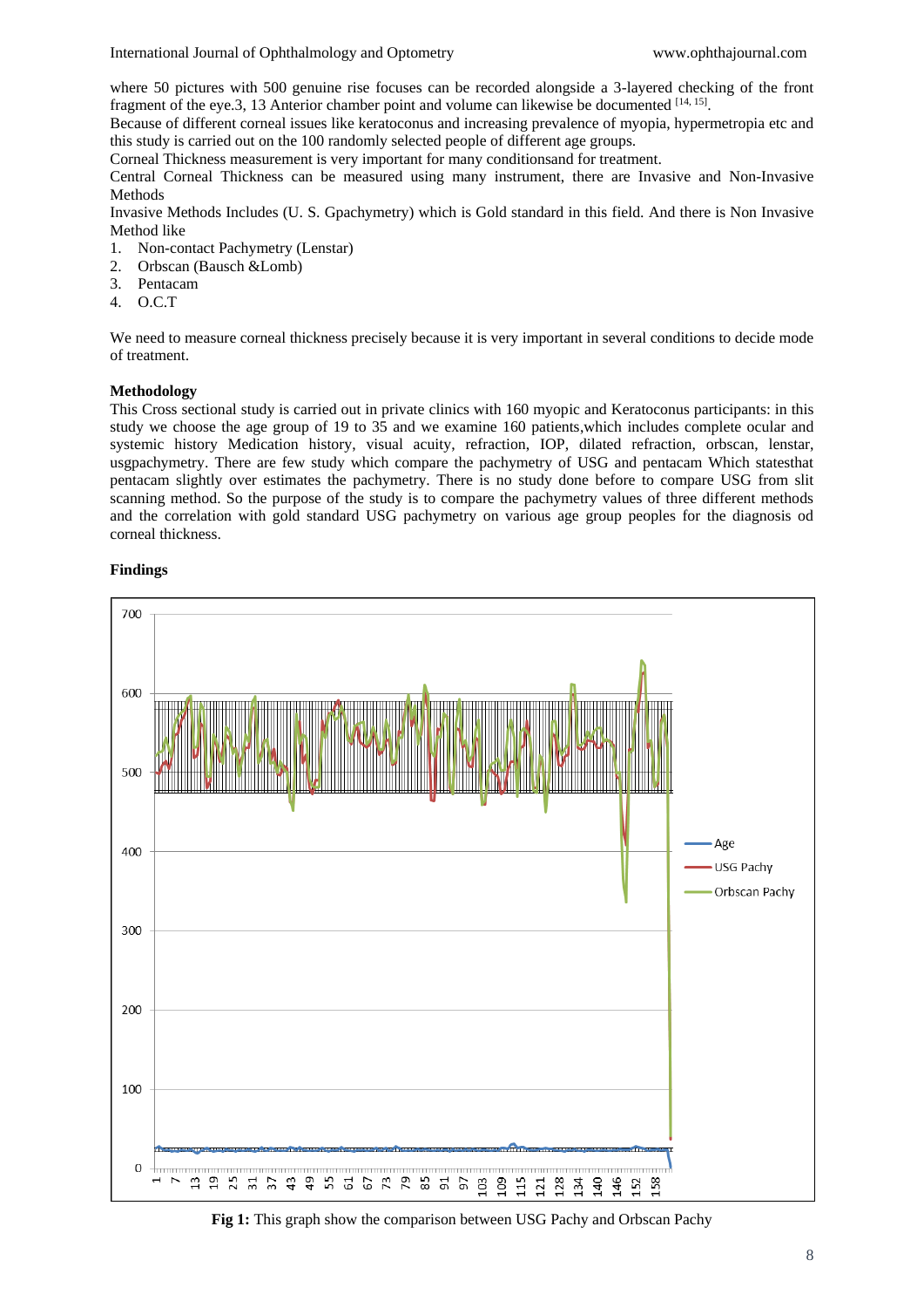where 50 pictures with 500 genuine rise focuses can be recorded alongside a 3-layered checking of the front fragment of the eye.3, 13 Anterior chamber point and volume can likewise be documented [14, 15].

Because of different corneal issues like keratoconus and increasing prevalence of myopia, hypermetropia etc and this study is carried out on the 100 randomly selected people of different age groups.

Corneal Thickness measurement is very important for many conditionsand for treatment.

Central Corneal Thickness can be measured using many instrument, there are Invasive and Non-Invasive Methods

Invasive Methods Includes (U. S. Gpachymetry) which is Gold standard in this field. And there is Non Invasive Method like

1. Non-contact Pachymetry (Lenstar)
2. Orbscan (Bausch &Lomb)
3. Pentacam
4. O.C.T

We need to measure corneal thickness precisely because it is very important in several conditions to decide mode of treatment.

**Methodology**

This Cross sectional study is carried out in private clinics with 160 myopic and Keratoconus participants: in this study we choose the age group of 19 to 35 and we examine 160 patients,which includes complete ocular and systemic history Medication history, visual acuity, refraction, IOP, dilated refraction, orbscan, lenstar, usgpachymetry. There are few study which compare the pachymetry of USG and pentacam Which statesthat pentacam slightly over estimates the pachymetry. There is no study done before to compare USG from slit scanning method. So the purpose of the study is to compare the pachymetry values of three different methods and the correlation with gold standard USG pachymetry on various age group peoples for the diagnosis od corneal thickness.

**Findings**

**Fig 1:** This graph show the comparison between USG Pachy and Orbscan Pachy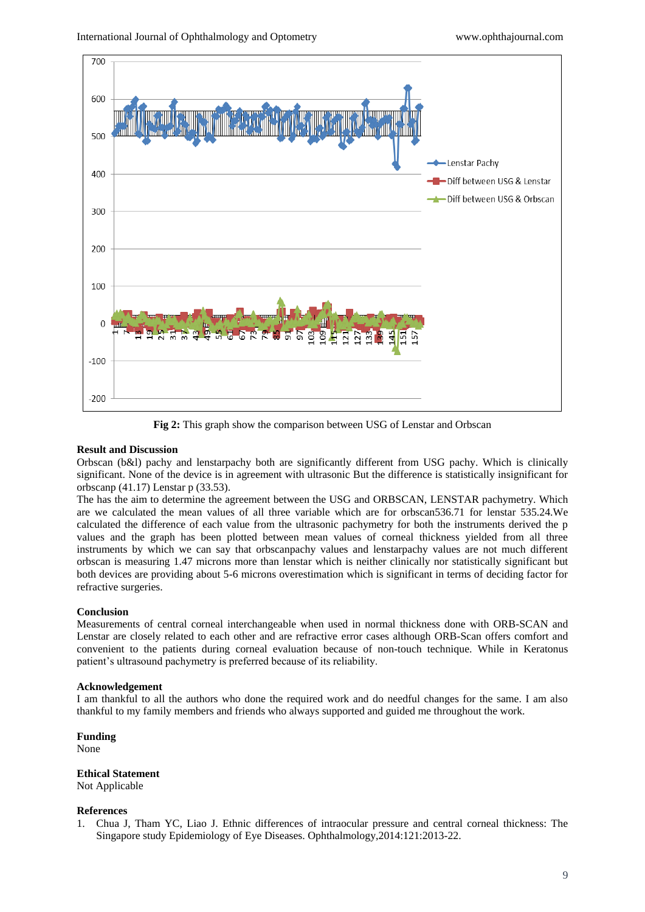**Fig 2:** This graph show the comparison between USG of Lenstar and Orbscan

**Result and Discussion**

Orbscan (b&l) pachy and lenstarpachy both are significantly different from USG pachy. Which is clinically significant. None of the device is in agreement with ultrasonic But the difference is statistically insignificant for orbscanp (41.17) Lenstar p (33.53).

The has the aim to determine the agreement between the USG and ORBSCAN, LENSTAR pachymetry. Which are we calculated the mean values of all three variable which are for orbscan536.71 for lenstar 535.24.We calculated the difference of each value from the ultrasonic pachymetry for both the instruments derived the p values and the graph has been plotted between mean values of corneal thickness yielded from all three instruments by which we can say that orbscanpachy values and lenstarpachy values are not much different orbscan is measuring 1.47 microns more than lenstar which is neither clinically nor statistically significant but both devices are providing about 5-6 microns overestimation which is significant in terms of deciding factor for refractive surgeries.

**Conclusion**

Measurements of central corneal interchangeable when used in normal thickness done with ORB-SCAN and Lenstar are closely related to each other and are refractive error cases although ORB-Scan offers comfort and convenient to the patients during corneal evaluation because of non-touch technique. While in Keratonus patient's ultrasound pachymetry is preferred because of its reliability.

**Acknowledgement**

I am thankful to all the authors who done the required work and do needful changes for the same. I am also thankful to my family members and friends who always supported and guided me throughout the work.

**Funding**

None

**Ethical Statement**

Not Applicable

**References**

1. Chua J, Tham YC, Liao J. Ethnic differences of intraocular pressure and central corneal thickness: The Singapore study Epidemiology of Eye Diseases. Ophthalmology,2014:121:2013-22.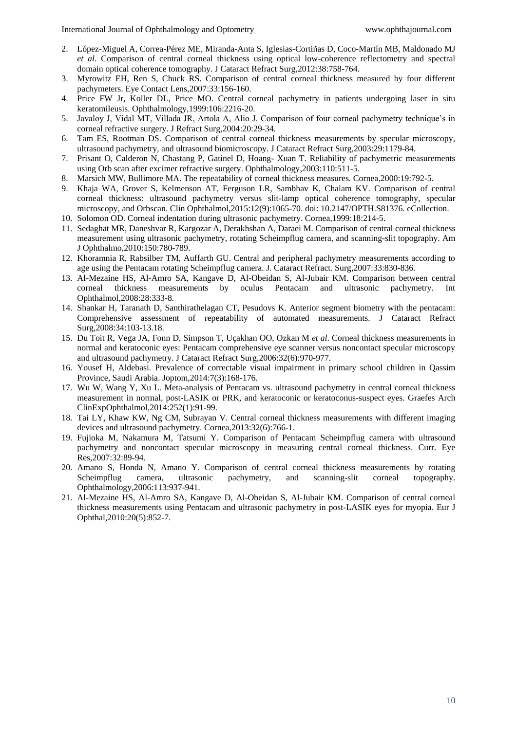2. López-Miguel A, Correa-Pérez ME, Miranda-Anta S, Iglesias-Cortiñas D, Coco-Martín MB, Maldonado MJ *et al*. Comparison of central corneal thickness using optical low-coherence reflectometry and spectral domain optical coherence tomography. J Cataract Refract Surg,2012:38:758-764.
3. Myrowitz EH, Ren S, Chuck RS. Comparison of central corneal thickness measured by four different pachymeters. Eye Contact Lens,2007:33:156-160.
4. Price FW Jr, Koller DL, Price MO. Central corneal pachymetry in patients undergoing laser in situ keratomileusis. Ophthalmology,1999:106:2216-20.
5. Javaloy J, Vidal MT, Villada JR, Artola A, Alio J. Comparison of four corneal pachymetry technique's in corneal refractive surgery. J Refract Surg,2004:20:29-34.
6. Tam ES, Rootman DS. Comparison of central corneal thickness measurements by specular microscopy, ultrasound pachymetry, and ultrasound biomicroscopy. J Cataract Refract Surg,2003:29:1179-84.
7. Prisant O, Calderon N, Chastang P, Gatinel D, Hoang- Xuan T. Reliability of pachymetric measurements using Orb scan after excimer refractive surgery. Ophthalmology,2003:110:511-5.
8. Marsich MW, Bullimore MA. The repeatability of corneal thickness measures. Cornea,2000:19:792-5.
9. Khaja WA, Grover S, Kelmenson AT, Ferguson LR, Sambhav K, Chalam KV. Comparison of central corneal thickness: ultrasound pachymetry versus slit-lamp optical coherence tomography, specular microscopy, and Orbscan. Clin Ophthalmol,2015:12(9):1065-70. doi: 10.2147/OPTH.S81376. eCollection.
10. Solomon OD. Corneal indentation during ultrasonic pachymetry. Cornea,1999:18:214-5.
11. Sedaghat MR, Daneshvar R, Kargozar A, Derakhshan A, Daraei M. Comparison of central corneal thickness measurement using ultrasonic pachymetry, rotating Scheimpflug camera, and scanning-slit topography. Am J Ophthalmo,2010:150:780-789.
12. Khoramnia R, Rabsilber TM, Auffarth GU. Central and peripheral pachymetry measurements according to age using the Pentacam rotating Scheimpflug camera. J. Cataract Refract. Surg,2007:33:830-836.
13. Al-Mezaine HS, Al-Amro SA, Kangave D, Al-Obeidan S, Al-Jubair KM. Comparison between central corneal thickness measurements by oculus Pentacam and ultrasonic pachymetry. Int Ophthalmol,2008:28:333-8.
14. Shankar H, Taranath D, Santhirathelagan CT, Pesudovs K. Anterior segment biometry with the pentacam: Comprehensive assessment of repeatability of automated measurements. J Cataract Refract Surg,2008:34:103-13.18.
15. Du Toit R, Vega JA, Fonn D, Simpson T, Uçakhan OO, Ozkan M *et al*. Corneal thickness measurements in normal and keratoconic eyes: Pentacam comprehensive eye scanner versus noncontact specular microscopy and ultrasound pachymetry. J Cataract Refract Surg,2006:32(6):970-977.
16. Yousef H, Aldebasi. Prevalence of correctable visual impairment in primary school children in Qassim Province, Saudi Arabia. Joptom,2014:7(3):168-176.
17. Wu W, Wang Y, Xu L. Meta-analysis of Pentacam vs. ultrasound pachymetry in central corneal thickness measurement in normal, post-LASIK or PRK, and keratoconic or keratoconus-suspect eyes. Graefes Arch ClinExpOphthalmol,2014:252(1):91-99.
18. Tai LY, Khaw KW, Ng CM, Subrayan V. Central corneal thickness measurements with different imaging devices and ultrasound pachymetry. Cornea,2013:32(6):766-1.
19. Fujioka M, Nakamura M, Tatsumi Y. Comparison of Pentacam Scheimpflug camera with ultrasound pachymetry and noncontact specular microscopy in measuring central corneal thickness. Curr. Eye Res,2007:32:89-94.
20. Amano S, Honda N, Amano Y. Comparison of central corneal thickness measurements by rotating Scheimpflug camera, ultrasonic pachymetry, and scanning-slit corneal topography. Ophthalmology,2006:113:937-941.
21. Al-Mezaine HS, Al-Amro SA, Kangave D, Al-Obeidan S, Al-Jubair KM. Comparison of central corneal thickness measurements using Pentacam and ultrasonic pachymetry in post-LASIK eyes for myopia. Eur J Ophthal,2010:20(5):852-7.